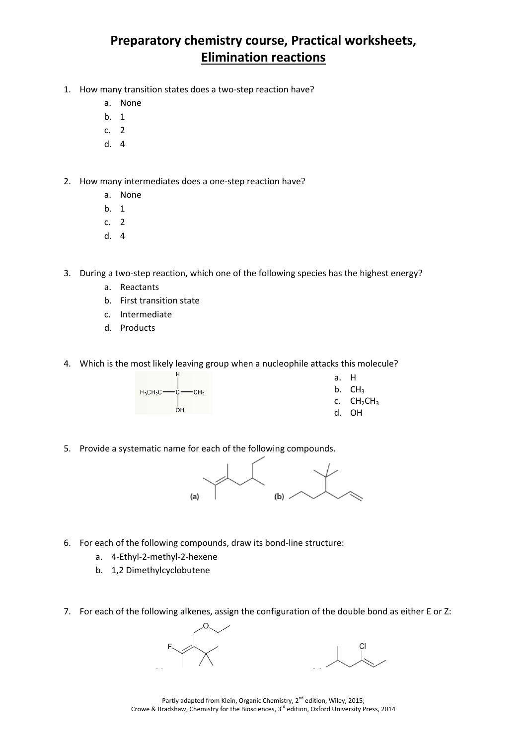# Preparatory chemistry course, Practical worksheets, Elimination reactions

1. How many transition states does a two-step reaction have?
   a. None
   b. 1
   c. 2
   d. 4

2. How many intermediates does a one-step reaction have?
   a. None
   b. 1
   c. 2
   d. 4

3. During a two-step reaction, which one of the following species has the highest energy?
   a. Reactants
   b. First transition state
   c. Intermediate
   d. Products

4. Which is the most likely leaving group when a nucleophile attacks this molecule?

   a. H
   b. $CH_3$
   c. $CH_2CH_3$
   d. OH

5. Provide a systematic name for each of the following compounds.

   (a) (b)

6. For each of the following compounds, draw its bond-line structure:
   a. 4-Ethyl-2-methyl-2-hexene
   b. 1,2 Dimethylcyclobutene

7. For each of the following alkenes, assign the configuration of the double bond as either E or Z:

Partly adapted from Klein, Organic Chemistry, 2nd edition, Wiley, 2015;
Crowe & Bradshaw, Chemistry for the Biosciences, 3rd edition, Oxford University Press, 2014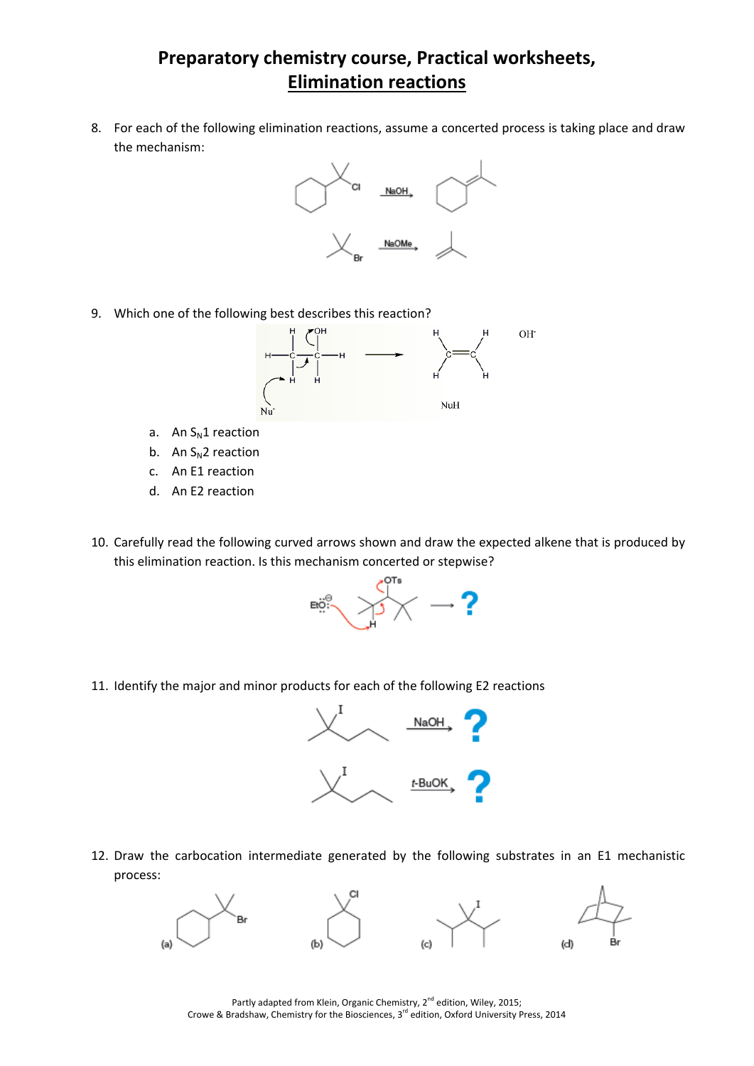# Preparatory chemistry course, Practical worksheets, Elimination reactions

8. For each of the following elimination reactions, assume a concerted process is taking place and draw the mechanism:

NaOH

NaOMe

9. Which one of the following best describes this reaction?

OH⁻

NuH

    a. An $S_N1$ reaction
    b. An $S_N2$ reaction
    c. An E1 reaction
    d. An E2 reaction

10. Carefully read the following curved arrows shown and draw the expected alkene that is produced by this elimination reaction. Is this mechanism concerted or stepwise?

11. Identify the major and minor products for each of the following E2 reactions

NaOH

t-BuOK

12. Draw the carbocation intermediate generated by the following substrates in an E1 mechanistic process:

(a) (b) (c) (d)

Partly adapted from Klein, Organic Chemistry, 2nd edition, Wiley, 2015;
Crowe & Bradshaw, Chemistry for the Biosciences, 3rd edition, Oxford University Press, 2014